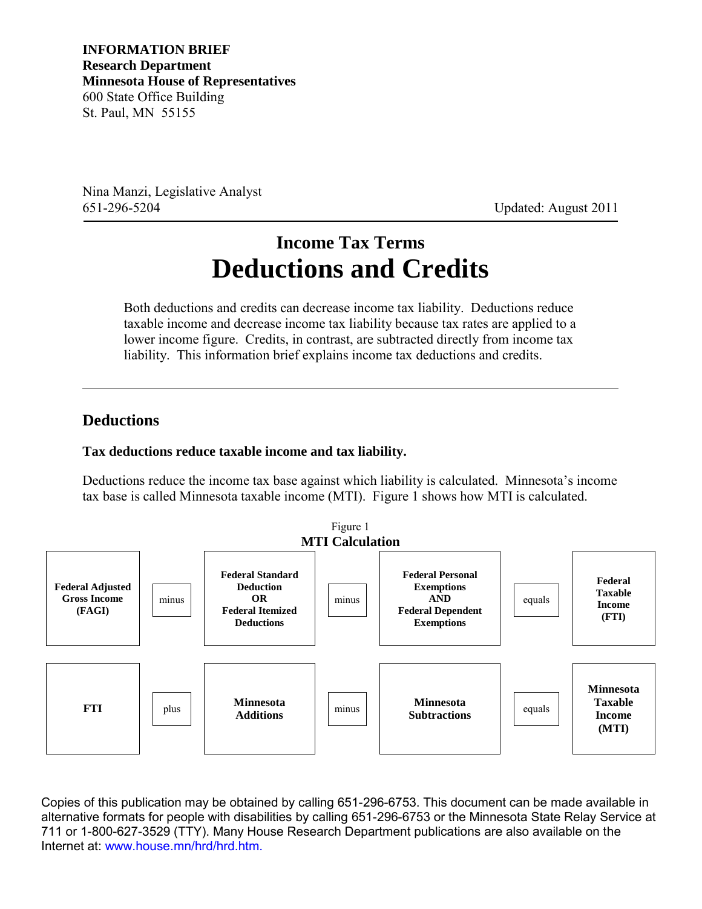**INFORMATION BRIEF**
**Research Department**
**Minnesota House of Representatives**
600 State Office Building
St. Paul, MN 55155

Nina Manzi, Legislative Analyst
651-296-5204

Updated: August 2011

## Income Tax Terms

# Deductions and Credits

Both deductions and credits can decrease income tax liability. Deductions reduce taxable income and decrease income tax liability because tax rates are applied to a lower income figure. Credits, in contrast, are subtracted directly from income tax liability. This information brief explains income tax deductions and credits.

## Deductions

**Tax deductions reduce taxable income and tax liability.**

Deductions reduce the income tax base against which liability is calculated. Minnesota's income tax base is called Minnesota taxable income (MTI). Figure 1 shows how MTI is calculated.

Figure 1
**MTI Calculation**

| | | | | | | |
|---|---|---|---|---|---|---|
| **Federal Adjusted Gross Income (FAGI)** | minus | **Federal Standard Deduction OR Federal Itemized Deductions** | minus | **Federal Personal Exemptions AND Federal Dependent Exemptions** | equals | **Federal Taxable Income (FTI)** |
| **FTI** | plus | **Minnesota Additions** | minus | **Minnesota Subtractions** | equals | **Minnesota Taxable Income (MTI)** |

Copies of this publication may be obtained by calling 651-296-6753. This document can be made available in alternative formats for people with disabilities by calling 651-296-6753 or the Minnesota State Relay Service at 711 or 1-800-627-3529 (TTY). Many House Research Department publications are also available on the Internet at: www.house.mn/hrd/hrd.htm.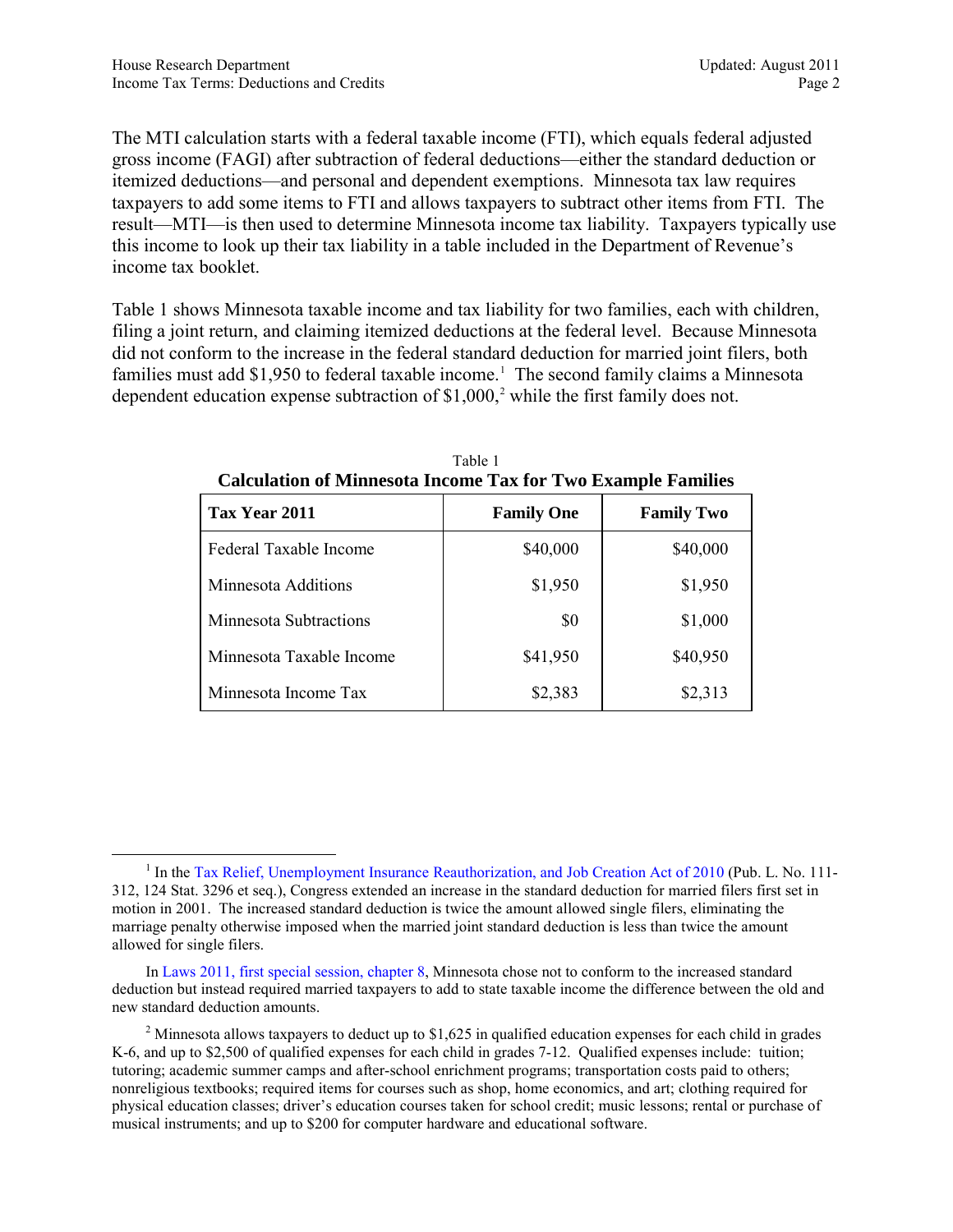The MTI calculation starts with a federal taxable income (FTI), which equals federal adjusted gross income (FAGI) after subtraction of federal deductions—either the standard deduction or itemized deductions—and personal and dependent exemptions. Minnesota tax law requires taxpayers to add some items to FTI and allows taxpayers to subtract other items from FTI. The result—MTI—is then used to determine Minnesota income tax liability. Taxpayers typically use this income to look up their tax liability in a table included in the Department of Revenue's income tax booklet.

Table 1 shows Minnesota taxable income and tax liability for two families, each with children, filing a joint return, and claiming itemized deductions at the federal level. Because Minnesota did not conform to the increase in the federal standard deduction for married joint filers, both families must add $1,950 to federal taxable income.[1] The second family claims a Minnesota dependent education expense subtraction of $1,000,[2] while the first family does not.

Table 1
**Calculation of Minnesota Income Tax for Two Example Families**

| Tax Year 2011 | Family One | Family Two |
|---|---:|---:|
| Federal Taxable Income | $40,000 | $40,000 |
| Minnesota Additions | $1,950 | $1,950 |
| Minnesota Subtractions | $0 | $1,000 |
| Minnesota Taxable Income | $41,950 | $40,950 |
| Minnesota Income Tax | $2,383 | $2,313 |

---

[1] In the Tax Relief, Unemployment Insurance Reauthorization, and Job Creation Act of 2010 (Pub. L. No. 111-312, 124 Stat. 3296 et seq.), Congress extended an increase in the standard deduction for married filers first set in motion in 2001. The increased standard deduction is twice the amount allowed single filers, eliminating the marriage penalty otherwise imposed when the married joint standard deduction is less than twice the amount allowed for single filers.

In Laws 2011, first special session, chapter 8, Minnesota chose not to conform to the increased standard deduction but instead required married taxpayers to add to state taxable income the difference between the old and new standard deduction amounts.

[2] Minnesota allows taxpayers to deduct up to $1,625 in qualified education expenses for each child in grades K-6, and up to $2,500 of qualified expenses for each child in grades 7-12. Qualified expenses include: tuition; tutoring; academic summer camps and after-school enrichment programs; transportation costs paid to others; nonreligious textbooks; required items for courses such as shop, home economics, and art; clothing required for physical education classes; driver's education courses taken for school credit; music lessons; rental or purchase of musical instruments; and up to $200 for computer hardware and educational software.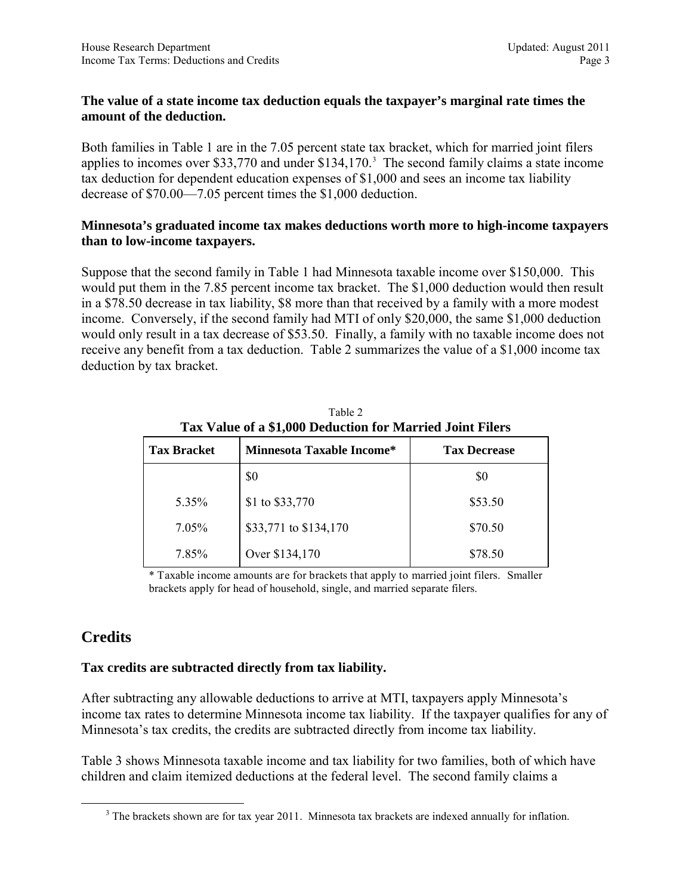**The value of a state income tax deduction equals the taxpayer's marginal rate times the amount of the deduction.**

Both families in Table 1 are in the 7.05 percent state tax bracket, which for married joint filers applies to incomes over \$33,770 and under \$134,170.[3] The second family claims a state income tax deduction for dependent education expenses of \$1,000 and sees an income tax liability decrease of \$70.00—7.05 percent times the \$1,000 deduction.

**Minnesota's graduated income tax makes deductions worth more to high-income taxpayers than to low-income taxpayers.**

Suppose that the second family in Table 1 had Minnesota taxable income over \$150,000. This would put them in the 7.85 percent income tax bracket. The \$1,000 deduction would then result in a \$78.50 decrease in tax liability, \$8 more than that received by a family with a more modest income. Conversely, if the second family had MTI of only \$20,000, the same \$1,000 deduction would only result in a tax decrease of \$53.50. Finally, a family with no taxable income does not receive any benefit from a tax deduction. Table 2 summarizes the value of a \$1,000 income tax deduction by tax bracket.

Table 2
**Tax Value of a \$1,000 Deduction for Married Joint Filers**

| Tax Bracket | Minnesota Taxable Income* | Tax Decrease |
|---|---|---|
| | \$0 | \$0 |
| 5.35% | \$1 to \$33,770 | \$53.50 |
| 7.05% | \$33,771 to \$134,170 | \$70.50 |
| 7.85% | Over \$134,170 | \$78.50 |

\* Taxable income amounts are for brackets that apply to married joint filers. Smaller brackets apply for head of household, single, and married separate filers.

## Credits

**Tax credits are subtracted directly from tax liability.**

After subtracting any allowable deductions to arrive at MTI, taxpayers apply Minnesota's income tax rates to determine Minnesota income tax liability. If the taxpayer qualifies for any of Minnesota's tax credits, the credits are subtracted directly from income tax liability.

Table 3 shows Minnesota taxable income and tax liability for two families, both of which have children and claim itemized deductions at the federal level. The second family claims a

[3] The brackets shown are for tax year 2011. Minnesota tax brackets are indexed annually for inflation.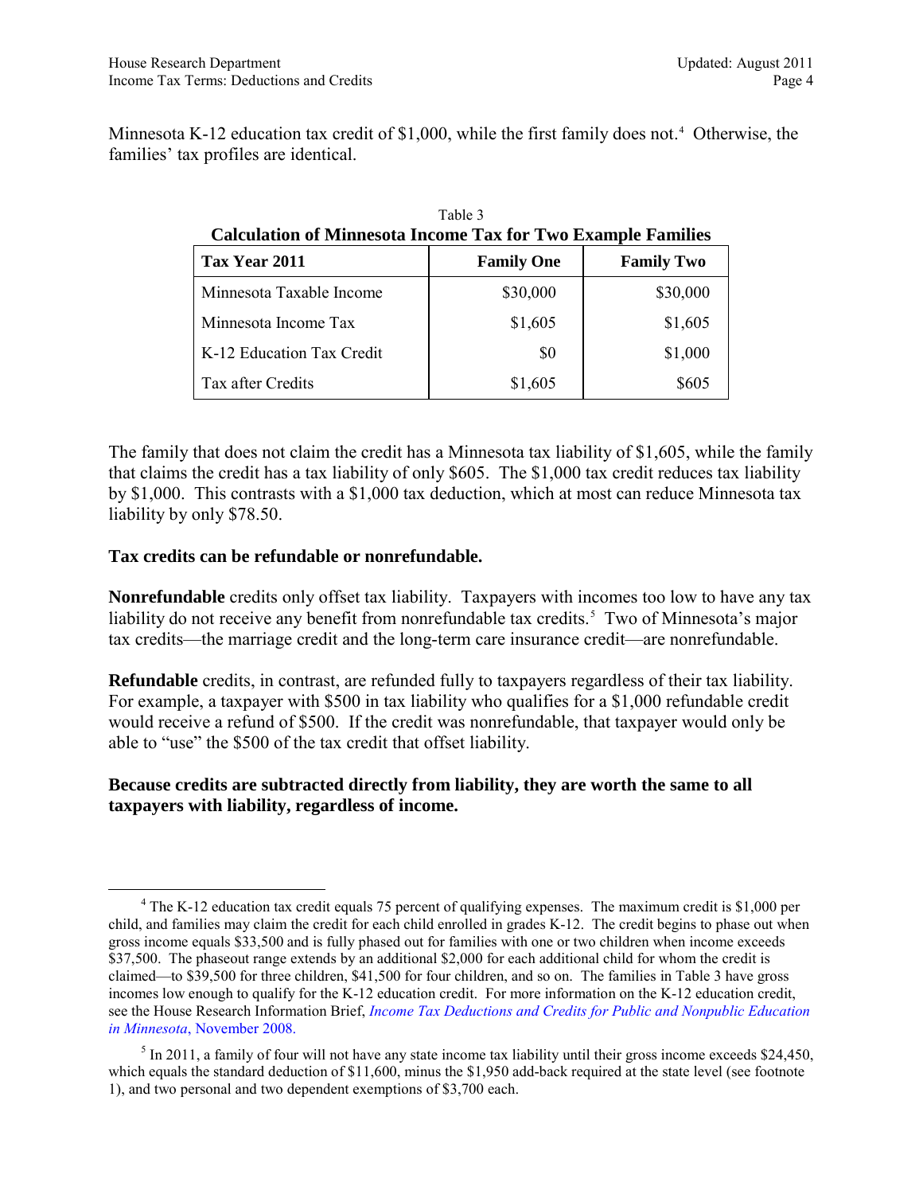Minnesota K-12 education tax credit of $1,000, while the first family does not.[4] Otherwise, the families' tax profiles are identical.

Table 3
**Calculation of Minnesota Income Tax for Two Example Families**

| Tax Year 2011 | Family One | Family Two |
|---|---|---|
| Minnesota Taxable Income | $30,000 | $30,000 |
| Minnesota Income Tax | $1,605 | $1,605 |
| K-12 Education Tax Credit | $0 | $1,000 |
| Tax after Credits | $1,605 | $605 |

The family that does not claim the credit has a Minnesota tax liability of $1,605, while the family that claims the credit has a tax liability of only $605. The $1,000 tax credit reduces tax liability by $1,000. This contrasts with a $1,000 tax deduction, which at most can reduce Minnesota tax liability by only $78.50.

**Tax credits can be refundable or nonrefundable.**

**Nonrefundable** credits only offset tax liability. Taxpayers with incomes too low to have any tax liability do not receive any benefit from nonrefundable tax credits.[5] Two of Minnesota's major tax credits—the marriage credit and the long-term care insurance credit—are nonrefundable.

**Refundable** credits, in contrast, are refunded fully to taxpayers regardless of their tax liability. For example, a taxpayer with $500 in tax liability who qualifies for a $1,000 refundable credit would receive a refund of $500. If the credit was nonrefundable, that taxpayer would only be able to "use" the $500 of the tax credit that offset liability.

**Because credits are subtracted directly from liability, they are worth the same to all taxpayers with liability, regardless of income.**

---

[4] The K-12 education tax credit equals 75 percent of qualifying expenses. The maximum credit is $1,000 per child, and families may claim the credit for each child enrolled in grades K-12. The credit begins to phase out when gross income equals $33,500 and is fully phased out for families with one or two children when income exceeds $37,500. The phaseout range extends by an additional $2,000 for each additional child for whom the credit is claimed—to $39,500 for three children, $41,500 for four children, and so on. The families in Table 3 have gross incomes low enough to qualify for the K-12 education credit. For more information on the K-12 education credit, see the House Research Information Brief, *Income Tax Deductions and Credits for Public and Nonpublic Education in Minnesota*, November 2008.

[5] In 2011, a family of four will not have any state income tax liability until their gross income exceeds $24,450, which equals the standard deduction of $11,600, minus the $1,950 add-back required at the state level (see footnote 1), and two personal and two dependent exemptions of $3,700 each.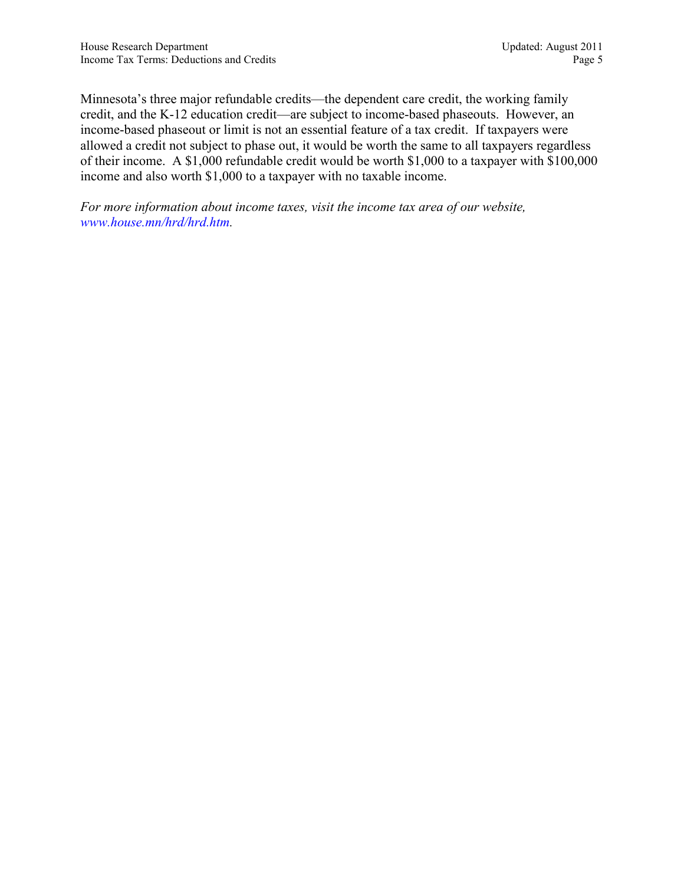Minnesota's three major refundable credits—the dependent care credit, the working family credit, and the K-12 education credit—are subject to income-based phaseouts. However, an income-based phaseout or limit is not an essential feature of a tax credit. If taxpayers were allowed a credit not subject to phase out, it would be worth the same to all taxpayers regardless of their income. A $1,000 refundable credit would be worth $1,000 to a taxpayer with $100,000 income and also worth $1,000 to a taxpayer with no taxable income.

*For more information about income taxes, visit the income tax area of our website, www.house.mn/hrd/hrd.htm.*